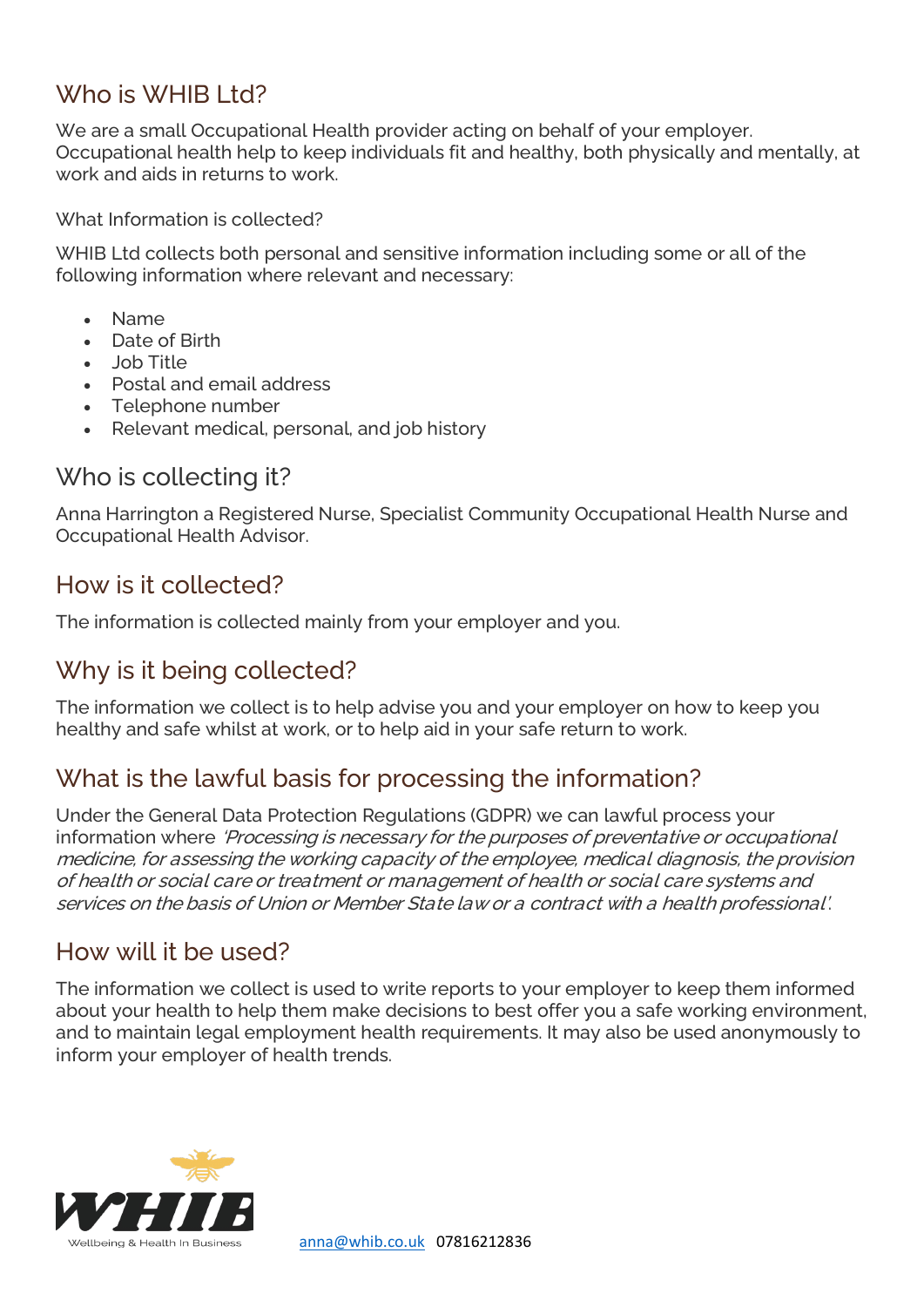## Who is WHIB Ltd?

We are a small Occupational Health provider acting on behalf of your employer. Occupational health help to keep individuals fit and healthy, both physically and mentally, at work and aids in returns to work.

What Information is collected?

WHIB Ltd collects both personal and sensitive information including some or all of the following information where relevant and necessary:

- Name
- Date of Birth
- Job Title
- Postal and email address
- Telephone number
- Relevant medical, personal, and job history

## Who is collecting it?

Anna Harrington a Registered Nurse, Specialist Community Occupational Health Nurse and Occupational Health Advisor.

## How is it collected?

The information is collected mainly from your employer and you.

## Why is it being collected?

The information we collect is to help advise you and your employer on how to keep you healthy and safe whilst at work, or to help aid in your safe return to work.

## What is the lawful basis for processing the information?

Under the General Data Protection Regulations (GDPR) we can lawful process your information where *'Processing is necessary for the purposes of preventative or occupational medicine, for assessing the working capacity of the employee, medical diagnosis, the provision of health or social care or treatment or management of health or social care systems and services on the basis of Union or Member State law or a contract with a health professional'.*

## How will it be used?

The information we collect is used to write reports to your employer to keep them informed about your health to help them make decisions to best offer you a safe working environment, and to maintain legal employment health requirements. It may also be used anonymously to inform your employer of health trends.

WHIB Wellbeing & Health In Business

anna@whib.co.uk 07816212836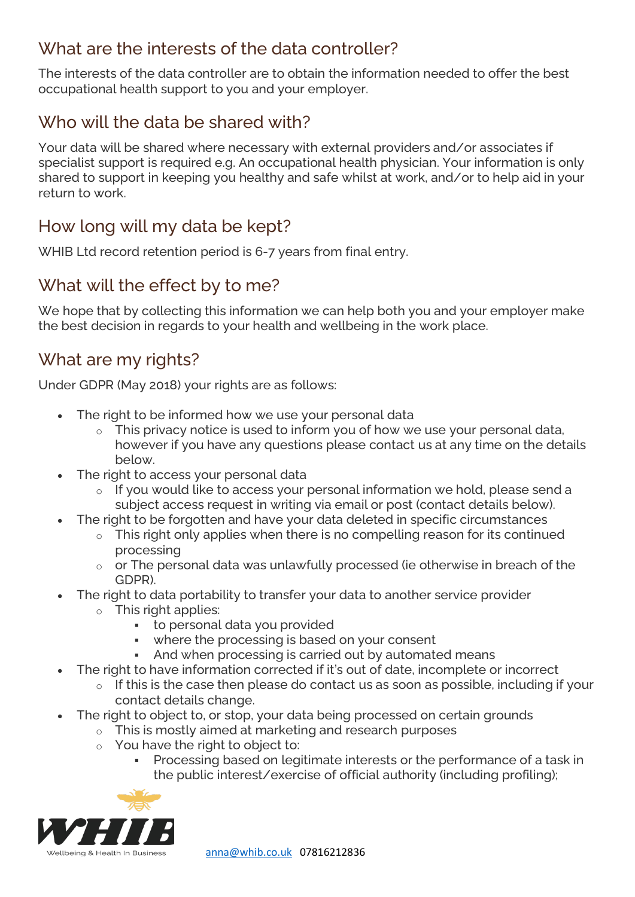## What are the interests of the data controller?

The interests of the data controller are to obtain the information needed to offer the best occupational health support to you and your employer.

## Who will the data be shared with?

Your data will be shared where necessary with external providers and/or associates if specialist support is required e.g. An occupational health physician. Your information is only shared to support in keeping you healthy and safe whilst at work, and/or to help aid in your return to work.

## How long will my data be kept?

WHIB Ltd record retention period is 6-7 years from final entry.

## What will the effect by to me?

We hope that by collecting this information we can help both you and your employer make the best decision in regards to your health and wellbeing in the work place.

## What are my rights?

Under GDPR (May 2018) your rights are as follows:

- The right to be informed how we use your personal data
  - This privacy notice is used to inform you of how we use your personal data, however if you have any questions please contact us at any time on the details below.
- The right to access your personal data
  - If you would like to access your personal information we hold, please send a subject access request in writing via email or post (contact details below).
- The right to be forgotten and have your data deleted in specific circumstances
  - This right only applies when there is no compelling reason for its continued processing
  - or The personal data was unlawfully processed (ie otherwise in breach of the GDPR).
- The right to data portability to transfer your data to another service provider
  - This right applies:
    - to personal data you provided
    - where the processing is based on your consent
    - And when processing is carried out by automated means
- The right to have information corrected if it's out of date, incomplete or incorrect
  - If this is the case then please do contact us as soon as possible, including if your contact details change.
- The right to object to, or stop, your data being processed on certain grounds
  - This is mostly aimed at marketing and research purposes
  - You have the right to object to:
    - Processing based on legitimate interests or the performance of a task in the public interest/exercise of official authority (including profiling);

WHIB Wellbeing & Health In Business

anna@whib.co.uk 07816212836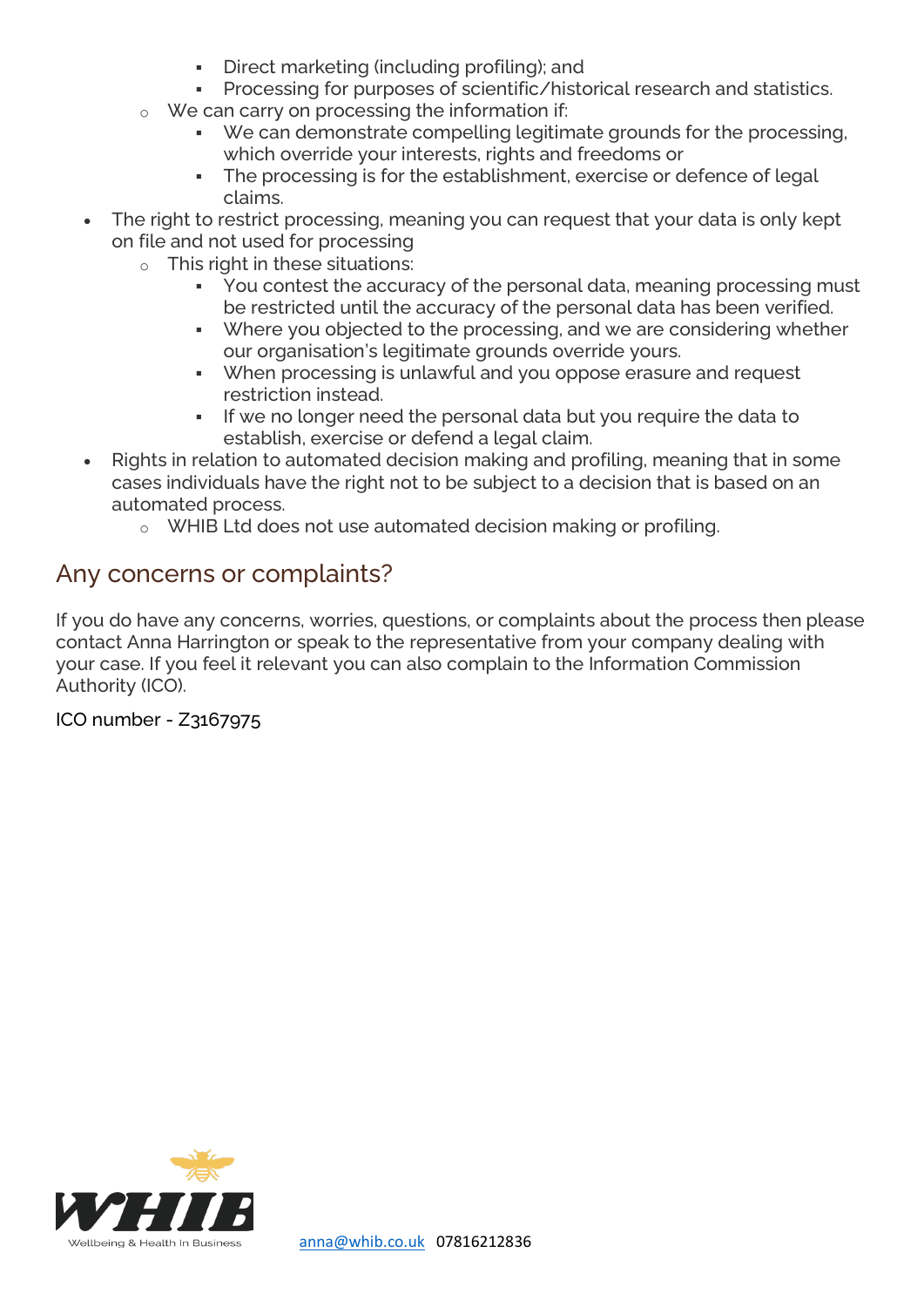- Direct marketing (including profiling); and
    - Processing for purposes of scientific/historical research and statistics.
  - We can carry on processing the information if:
    - We can demonstrate compelling legitimate grounds for the processing, which override your interests, rights and freedoms or
    - The processing is for the establishment, exercise or defence of legal claims.
- The right to restrict processing, meaning you can request that your data is only kept on file and not used for processing
  - This right in these situations:
    - You contest the accuracy of the personal data, meaning processing must be restricted until the accuracy of the personal data has been verified.
    - Where you objected to the processing, and we are considering whether our organisation's legitimate grounds override yours.
    - When processing is unlawful and you oppose erasure and request restriction instead.
    - If we no longer need the personal data but you require the data to establish, exercise or defend a legal claim.
- Rights in relation to automated decision making and profiling, meaning that in some cases individuals have the right not to be subject to a decision that is based on an automated process.
  - WHIB Ltd does not use automated decision making or profiling.

## Any concerns or complaints?

If you do have any concerns, worries, questions, or complaints about the process then please contact Anna Harrington or speak to the representative from your company dealing with your case. If you feel it relevant you can also complain to the Information Commission Authority (ICO).

ICO number - Z3167975